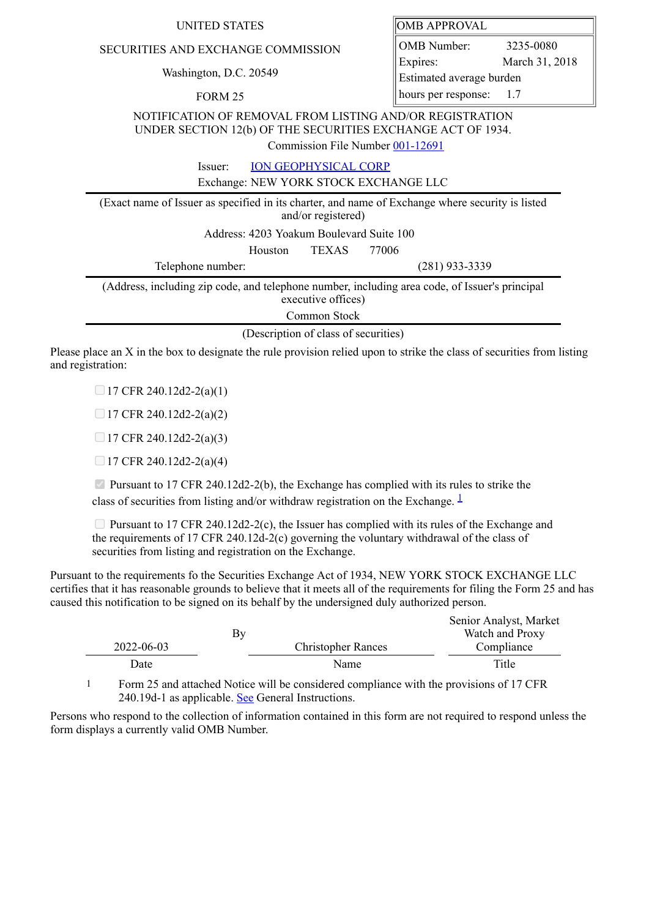UNITED STATES

SECURITIES AND EXCHANGE COMMISSION

Washington, D.C. 20549

FORM 25

| OMB APPROVAL | |
|---|---|
| OMB Number: | 3235-0080 |
| Expires: | March 31, 2018 |
| Estimated average burden hours per response: | 1.7 |

NOTIFICATION OF REMOVAL FROM LISTING AND/OR REGISTRATION UNDER SECTION 12(b) OF THE SECURITIES EXCHANGE ACT OF 1934.

Commission File Number 001-12691

Issuer: ION GEOPHYSICAL CORP

Exchange: NEW YORK STOCK EXCHANGE LLC

(Exact name of Issuer as specified in its charter, and name of Exchange where security is listed and/or registered)

Address: 4203 Yoakum Boulevard Suite 100

Houston TEXAS 77006

Telephone number: (281) 933-3339

(Address, including zip code, and telephone number, including area code, of Issuer's principal executive offices)

Common Stock

(Description of class of securities)

Please place an X in the box to designate the rule provision relied upon to strike the class of securities from listing and registration:

- ☐ 17 CFR 240.12d2-2(a)(1)
- ☐ 17 CFR 240.12d2-2(a)(2)
- ☐ 17 CFR 240.12d2-2(a)(3)
- ☐ 17 CFR 240.12d2-2(a)(4)
- ☑ Pursuant to 17 CFR 240.12d2-2(b), the Exchange has complied with its rules to strike the class of securities from listing and/or withdraw registration on the Exchange. [1]
- ☐ Pursuant to 17 CFR 240.12d2-2(c), the Issuer has complied with its rules of the Exchange and the requirements of 17 CFR 240.12d-2(c) governing the voluntary withdrawal of the class of securities from listing and registration on the Exchange.

Pursuant to the requirements fo the Securities Exchange Act of 1934, NEW YORK STOCK EXCHANGE LLC certifies that it has reasonable grounds to believe that it meets all of the requirements for filing the Form 25 and has caused this notification to be signed on its behalf by the undersigned duly authorized person.

| Date | | Name | Title |
|---|---|---|---|
| 2022-06-03 | By | Christopher Rances | Senior Analyst, Market Watch and Proxy Compliance |

1 Form 25 and attached Notice will be considered compliance with the provisions of 17 CFR 240.19d-1 as applicable. See General Instructions.

Persons who respond to the collection of information contained in this form are not required to respond unless the form displays a currently valid OMB Number.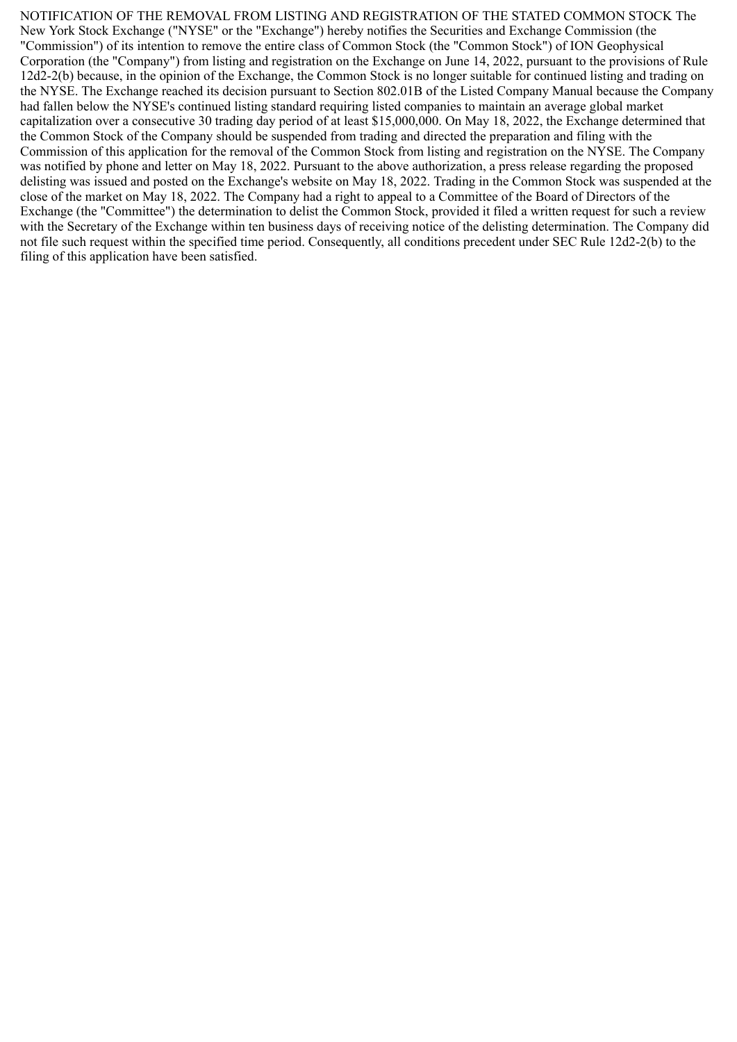NOTIFICATION OF THE REMOVAL FROM LISTING AND REGISTRATION OF THE STATED COMMON STOCK The New York Stock Exchange ("NYSE" or the "Exchange") hereby notifies the Securities and Exchange Commission (the "Commission") of its intention to remove the entire class of Common Stock (the "Common Stock") of ION Geophysical Corporation (the "Company") from listing and registration on the Exchange on June 14, 2022, pursuant to the provisions of Rule 12d2-2(b) because, in the opinion of the Exchange, the Common Stock is no longer suitable for continued listing and trading on the NYSE. The Exchange reached its decision pursuant to Section 802.01B of the Listed Company Manual because the Company had fallen below the NYSE's continued listing standard requiring listed companies to maintain an average global market capitalization over a consecutive 30 trading day period of at least $15,000,000. On May 18, 2022, the Exchange determined that the Common Stock of the Company should be suspended from trading and directed the preparation and filing with the Commission of this application for the removal of the Common Stock from listing and registration on the NYSE. The Company was notified by phone and letter on May 18, 2022. Pursuant to the above authorization, a press release regarding the proposed delisting was issued and posted on the Exchange's website on May 18, 2022. Trading in the Common Stock was suspended at the close of the market on May 18, 2022. The Company had a right to appeal to a Committee of the Board of Directors of the Exchange (the "Committee") the determination to delist the Common Stock, provided it filed a written request for such a review with the Secretary of the Exchange within ten business days of receiving notice of the delisting determination. The Company did not file such request within the specified time period. Consequently, all conditions precedent under SEC Rule 12d2-2(b) to the filing of this application have been satisfied.